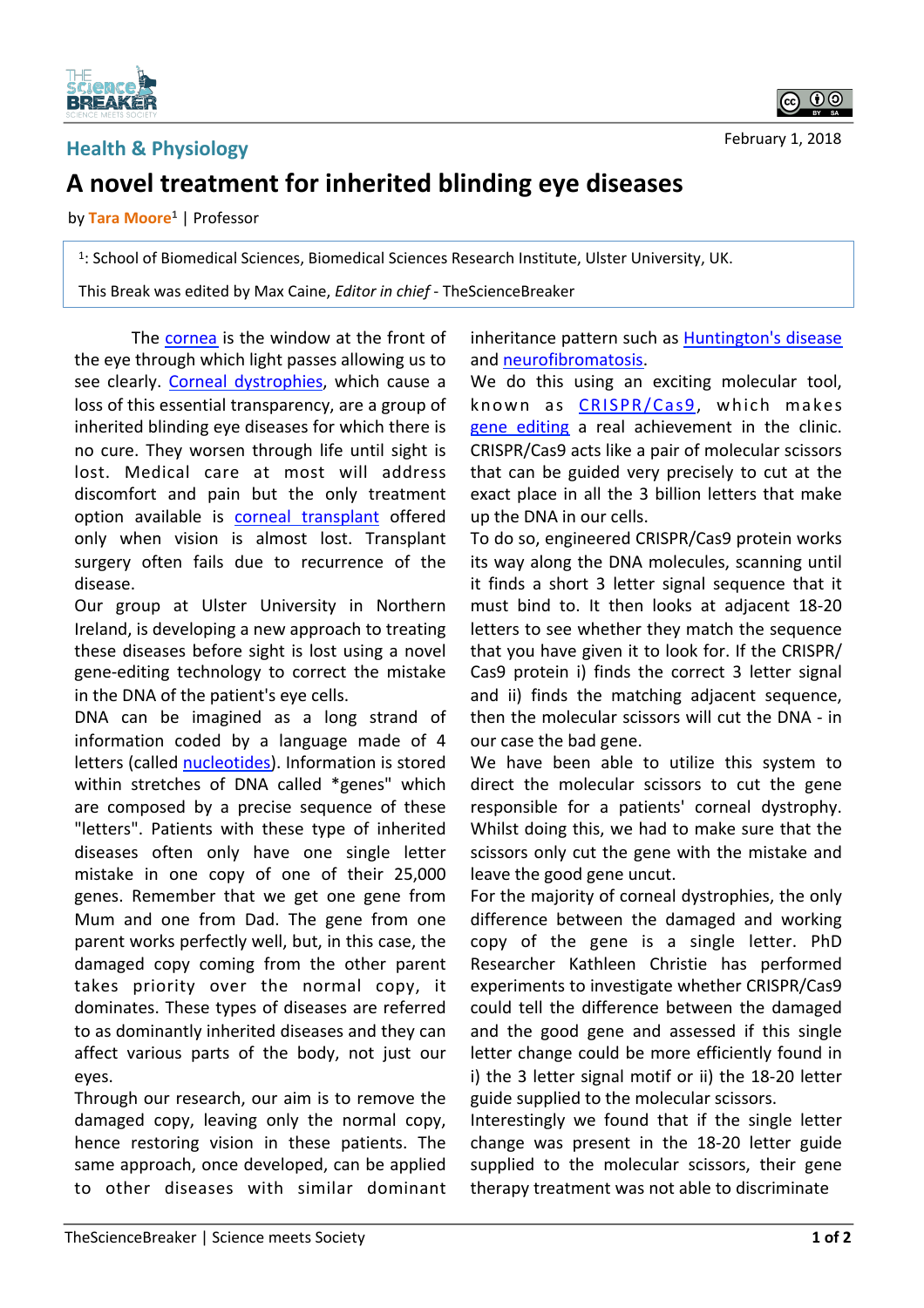**Health & Physiology**

February 1, 2018

# A novel treatment for inherited blinding eye diseases

by **Tara Moore**[1] | Professor

[1]: School of Biomedical Sciences, Biomedical Sciences Research Institute, Ulster University, UK.

This Break was edited by Max Caine, *Editor in chief* - TheScienceBreaker

The cornea is the window at the front of the eye through which light passes allowing us to see clearly. Corneal dystrophies, which cause a loss of this essential transparency, are a group of inherited blinding eye diseases for which there is no cure. They worsen through life until sight is lost. Medical care at most will address discomfort and pain but the only treatment option available is corneal transplant offered only when vision is almost lost. Transplant surgery often fails due to recurrence of the disease.

Our group at Ulster University in Northern Ireland, is developing a new approach to treating these diseases before sight is lost using a novel gene-editing technology to correct the mistake in the DNA of the patient's eye cells.

DNA can be imagined as a long strand of information coded by a language made of 4 letters (called nucleotides). Information is stored within stretches of DNA called *genes" which are composed by a precise sequence of these "letters". Patients with these type of inherited diseases often only have one single letter mistake in one copy of one of their 25,000 genes. Remember that we get one gene from Mum and one from Dad. The gene from one parent works perfectly well, but, in this case, the damaged copy coming from the other parent takes priority over the normal copy, it dominates. These types of diseases are referred to as dominantly inherited diseases and they can affect various parts of the body, not just our eyes.

Through our research, our aim is to remove the damaged copy, leaving only the normal copy, hence restoring vision in these patients. The same approach, once developed, can be applied to other diseases with similar dominant inheritance pattern such as Huntington's disease and neurofibromatosis.

We do this using an exciting molecular tool, known as CRISPR/Cas9, which makes gene editing a real achievement in the clinic. CRISPR/Cas9 acts like a pair of molecular scissors that can be guided very precisely to cut at the exact place in all the 3 billion letters that make up the DNA in our cells.

To do so, engineered CRISPR/Cas9 protein works its way along the DNA molecules, scanning until it finds a short 3 letter signal sequence that it must bind to. It then looks at adjacent 18-20 letters to see whether they match the sequence that you have given it to look for. If the CRISPR/Cas9 protein i) finds the correct 3 letter signal and ii) finds the matching adjacent sequence, then the molecular scissors will cut the DNA - in our case the bad gene.

We have been able to utilize this system to direct the molecular scissors to cut the gene responsible for a patients' corneal dystrophy. Whilst doing this, we had to make sure that the scissors only cut the gene with the mistake and leave the good gene uncut.

For the majority of corneal dystrophies, the only difference between the damaged and working copy of the gene is a single letter. PhD Researcher Kathleen Christie has performed experiments to investigate whether CRISPR/Cas9 could tell the difference between the damaged and the good gene and assessed if this single letter change could be more efficiently found in i) the 3 letter signal motif or ii) the 18-20 letter guide supplied to the molecular scissors.

Interestingly we found that if the single letter change was present in the 18-20 letter guide supplied to the molecular scissors, their gene therapy treatment was not able to discriminate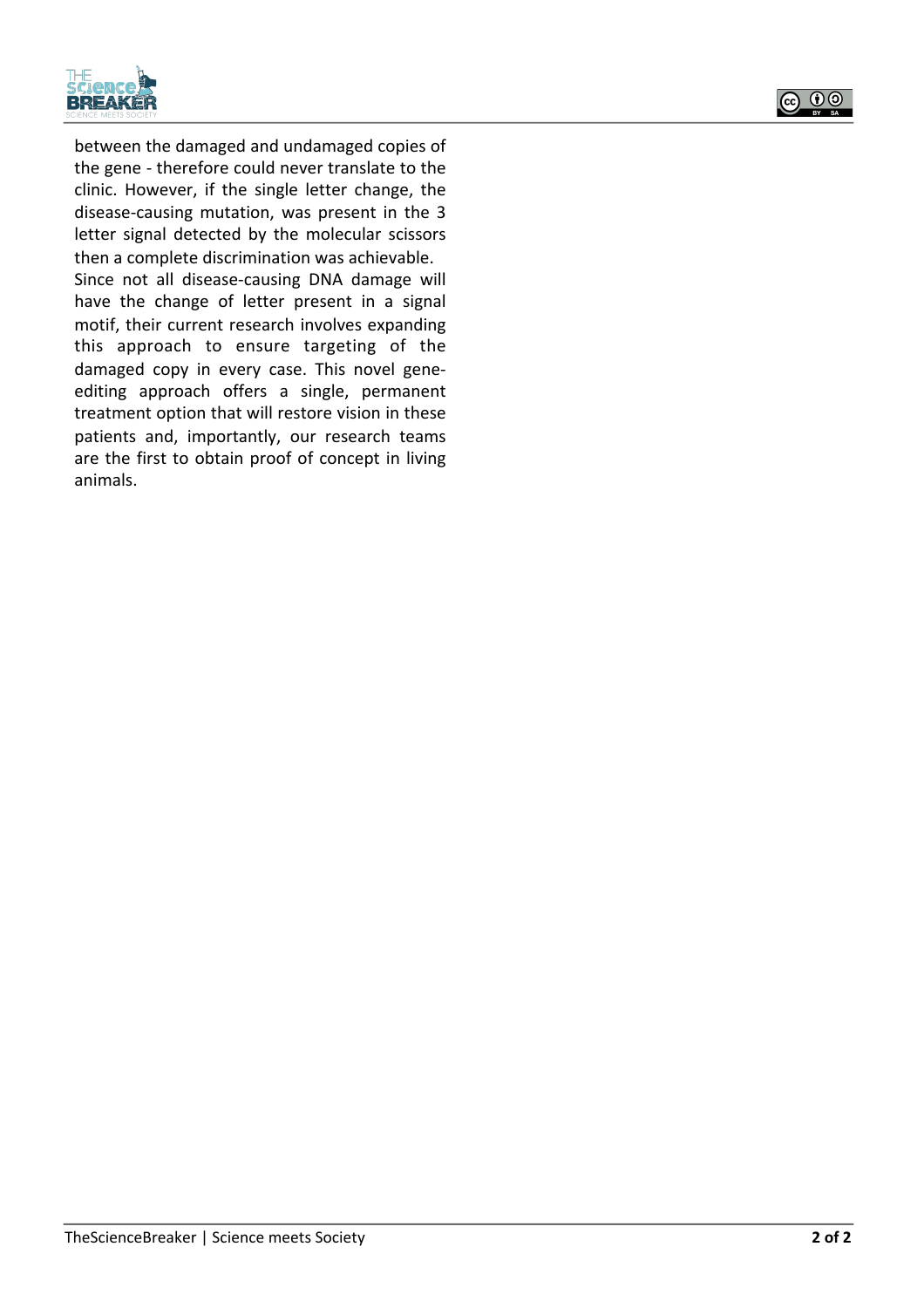between the damaged and undamaged copies of the gene - therefore could never translate to the clinic. However, if the single letter change, the disease-causing mutation, was present in the 3 letter signal detected by the molecular scissors then a complete discrimination was achievable.

Since not all disease-causing DNA damage will have the change of letter present in a signal motif, their current research involves expanding this approach to ensure targeting of the damaged copy in every case. This novel gene-editing approach offers a single, permanent treatment option that will restore vision in these patients and, importantly, our research teams are the first to obtain proof of concept in living animals.